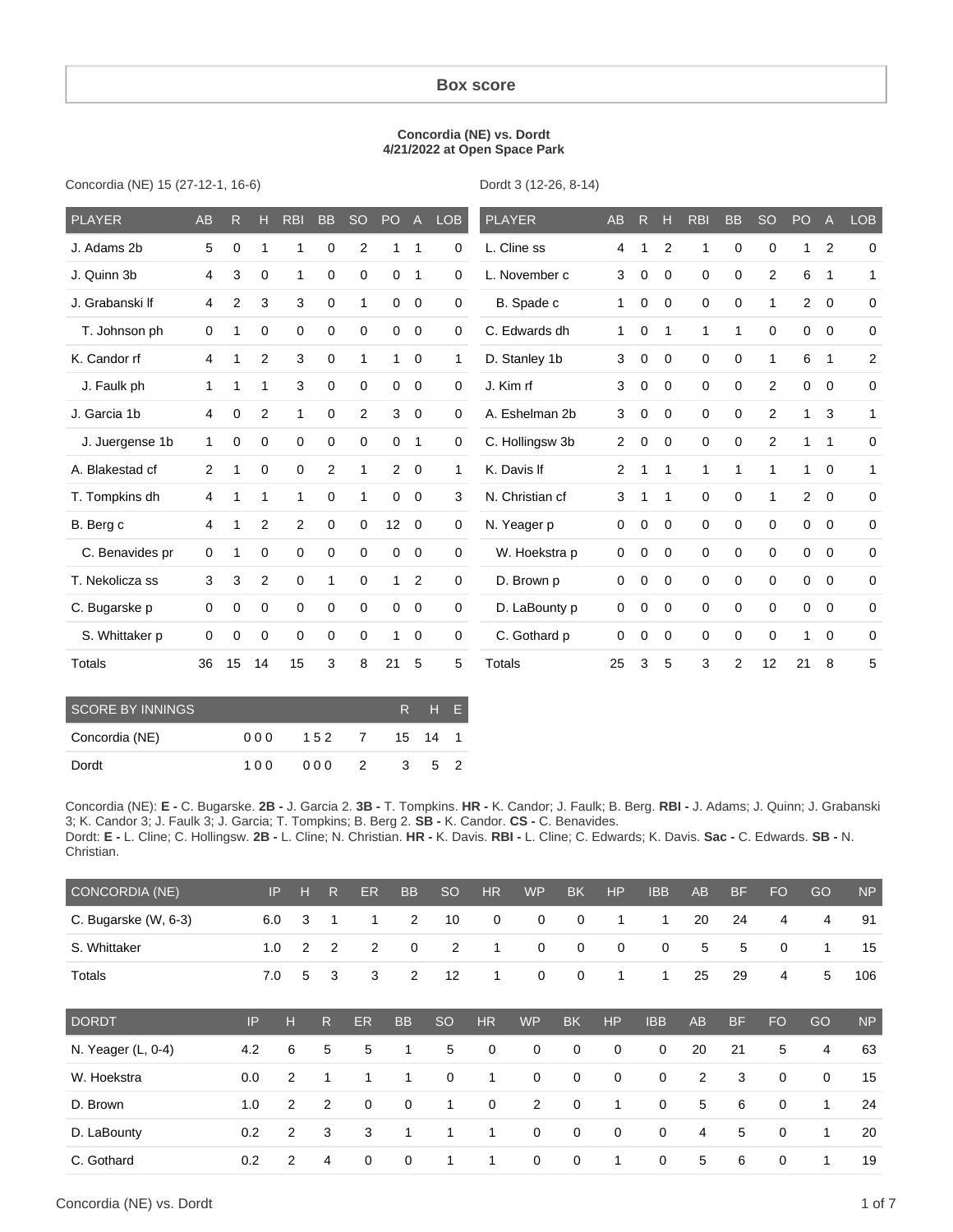## Box score

**Concordia (NE) vs. Dordt**
**4/21/2022 at Open Space Park**

Concordia (NE) 15 (27-12-1, 16-6)

| PLAYER | AB | R | H | RBI | BB | SO | PO | A | LOB |
|---|---|---|---|---|---|---|---|---|---|
| J. Adams 2b | 5 | 0 | 1 | 1 | 0 | 2 | 1 | 1 | 0 |
| J. Quinn 3b | 4 | 3 | 0 | 1 | 0 | 0 | 0 | 1 | 0 |
| J. Grabanski lf | 4 | 2 | 3 | 3 | 0 | 1 | 0 | 0 | 0 |
| T. Johnson ph | 0 | 1 | 0 | 0 | 0 | 0 | 0 | 0 | 0 |
| K. Candor rf | 4 | 1 | 2 | 3 | 0 | 1 | 1 | 0 | 1 |
| J. Faulk ph | 1 | 1 | 1 | 3 | 0 | 0 | 0 | 0 | 0 |
| J. Garcia 1b | 4 | 0 | 2 | 1 | 0 | 2 | 3 | 0 | 0 |
| J. Juergense 1b | 1 | 0 | 0 | 0 | 0 | 0 | 0 | 1 | 0 |
| A. Blakestad cf | 2 | 1 | 0 | 0 | 2 | 1 | 2 | 0 | 1 |
| T. Tompkins dh | 4 | 1 | 1 | 1 | 0 | 1 | 0 | 0 | 3 |
| B. Berg c | 4 | 1 | 2 | 2 | 0 | 0 | 12 | 0 | 0 |
| C. Benavides pr | 0 | 1 | 0 | 0 | 0 | 0 | 0 | 0 | 0 |
| T. Nekolicza ss | 3 | 3 | 2 | 0 | 1 | 0 | 1 | 2 | 0 |
| C. Bugarske p | 0 | 0 | 0 | 0 | 0 | 0 | 0 | 0 | 0 |
| S. Whittaker p | 0 | 0 | 0 | 0 | 0 | 0 | 1 | 0 | 0 |
| Totals | 36 | 15 | 14 | 15 | 3 | 8 | 21 | 5 | 5 |

Dordt 3 (12-26, 8-14)

| PLAYER | AB | R | H | RBI | BB | SO | PO | A | LOB |
|---|---|---|---|---|---|---|---|---|---|
| L. Cline ss | 4 | 1 | 2 | 1 | 0 | 0 | 1 | 2 | 0 |
| L. November c | 3 | 0 | 0 | 0 | 0 | 2 | 6 | 1 | 1 |
| B. Spade c | 1 | 0 | 0 | 0 | 0 | 1 | 2 | 0 | 0 |
| C. Edwards dh | 1 | 0 | 1 | 1 | 1 | 0 | 0 | 0 | 0 |
| D. Stanley 1b | 3 | 0 | 0 | 0 | 0 | 1 | 6 | 1 | 2 |
| J. Kim rf | 3 | 0 | 0 | 0 | 0 | 2 | 0 | 0 | 0 |
| A. Eshelman 2b | 3 | 0 | 0 | 0 | 0 | 2 | 1 | 3 | 1 |
| C. Hollingsw 3b | 2 | 0 | 0 | 0 | 0 | 2 | 1 | 1 | 0 |
| K. Davis lf | 2 | 1 | 1 | 1 | 1 | 1 | 1 | 0 | 1 |
| N. Christian cf | 3 | 1 | 1 | 0 | 0 | 1 | 2 | 0 | 0 |
| N. Yeager p | 0 | 0 | 0 | 0 | 0 | 0 | 0 | 0 | 0 |
| W. Hoekstra p | 0 | 0 | 0 | 0 | 0 | 0 | 0 | 0 | 0 |
| D. Brown p | 0 | 0 | 0 | 0 | 0 | 0 | 0 | 0 | 0 |
| D. LaBounty p | 0 | 0 | 0 | 0 | 0 | 0 | 0 | 0 | 0 |
| C. Gothard p | 0 | 0 | 0 | 0 | 0 | 0 | 1 | 0 | 0 |
| Totals | 25 | 3 | 5 | 3 | 2 | 12 | 21 | 8 | 5 |

| SCORE BY INNINGS | | | | R | H | E |
|---|---|---|---|---|---|---|
| Concordia (NE) | 000 | 152 | 7 | 15 | 14 | 1 |
| Dordt | 100 | 000 | 2 | 3 | 5 | 2 |

Concordia (NE): **E -** C. Bugarske. **2B -** J. Garcia 2. **3B -** T. Tompkins. **HR -** K. Candor; J. Faulk; B. Berg. **RBI -** J. Adams; J. Quinn; J. Grabanski 3; K. Candor 3; J. Faulk 3; J. Garcia; T. Tompkins; B. Berg 2. **SB -** K. Candor. **CS -** C. Benavides.
Dordt: **E -** L. Cline; C. Hollingsw. **2B -** L. Cline; N. Christian. **HR -** K. Davis. **RBI -** L. Cline; C. Edwards; K. Davis. **Sac -** C. Edwards. **SB -** N. Christian.

| CONCORDIA (NE) | IP | H | R | ER | BB | SO | HR | WP | BK | HP | IBB | AB | BF | FO | GO | NP |
|---|---|---|---|---|---|---|---|---|---|---|---|---|---|---|---|---|
| C. Bugarske (W, 6-3) | 6.0 | 3 | 1 | 1 | 2 | 10 | 0 | 0 | 0 | 1 | 1 | 20 | 24 | 4 | 4 | 91 |
| S. Whittaker | 1.0 | 2 | 2 | 2 | 0 | 2 | 1 | 0 | 0 | 0 | 0 | 5 | 5 | 0 | 1 | 15 |
| Totals | 7.0 | 5 | 3 | 3 | 2 | 12 | 1 | 0 | 0 | 1 | 1 | 25 | 29 | 4 | 5 | 106 |

| DORDT | IP | H | R | ER | BB | SO | HR | WP | BK | HP | IBB | AB | BF | FO | GO | NP |
|---|---|---|---|---|---|---|---|---|---|---|---|---|---|---|---|---|
| N. Yeager (L, 0-4) | 4.2 | 6 | 5 | 5 | 1 | 5 | 0 | 0 | 0 | 0 | 0 | 20 | 21 | 5 | 4 | 63 |
| W. Hoekstra | 0.0 | 2 | 1 | 1 | 1 | 0 | 1 | 0 | 0 | 0 | 0 | 2 | 3 | 0 | 0 | 15 |
| D. Brown | 1.0 | 2 | 2 | 0 | 0 | 1 | 0 | 2 | 0 | 1 | 0 | 5 | 6 | 0 | 1 | 24 |
| D. LaBounty | 0.2 | 2 | 3 | 3 | 1 | 1 | 1 | 0 | 0 | 0 | 0 | 4 | 5 | 0 | 1 | 20 |
| C. Gothard | 0.2 | 2 | 4 | 0 | 0 | 1 | 1 | 0 | 0 | 1 | 0 | 5 | 6 | 0 | 1 | 19 |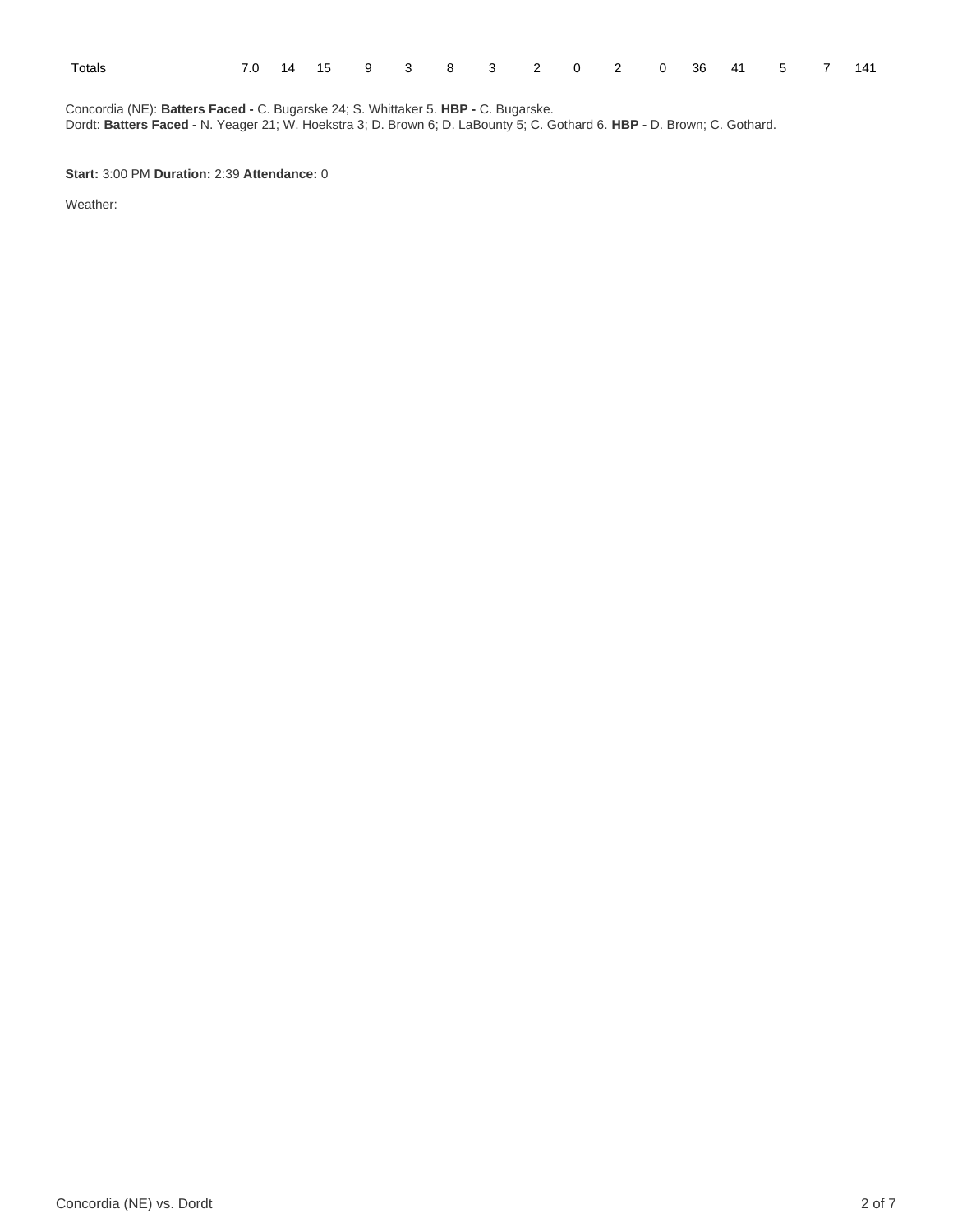| Totals | 7.0 | 14 | 15 | 9 | 3 | 8 | 3 | 2 | 0 | 2 | 0 | 36 | 41 | 5 | 7 | 141 |
|---|---|---|---|---|---|---|---|---|---|---|---|---|---|---|---|---|

Concordia (NE): **Batters Faced -** C. Bugarske 24; S. Whittaker 5. **HBP -** C. Bugarske.
Dordt: **Batters Faced -** N. Yeager 21; W. Hoekstra 3; D. Brown 6; D. LaBounty 5; C. Gothard 6. **HBP -** D. Brown; C. Gothard.

**Start:** 3:00 PM **Duration:** 2:39 **Attendance:** 0

Weather: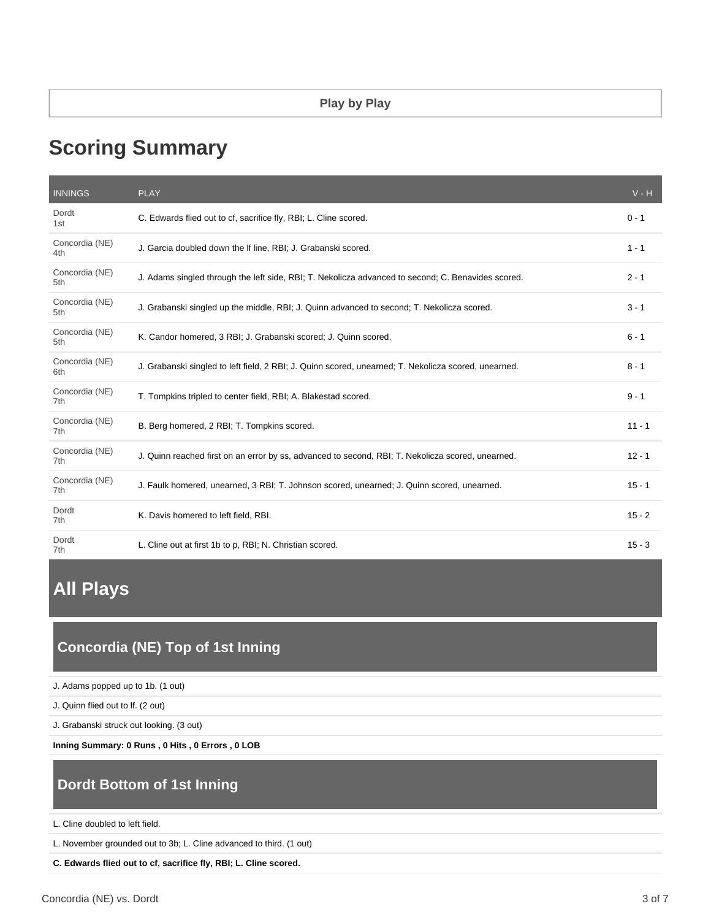Play by Play

# Scoring Summary

| INNINGS | PLAY | V - H |
| --- | --- | --- |
| Dordt 1st | C. Edwards flied out to cf, sacrifice fly, RBI; L. Cline scored. | 0 - 1 |
| Concordia (NE) 4th | J. Garcia doubled down the lf line, RBI; J. Grabanski scored. | 1 - 1 |
| Concordia (NE) 5th | J. Adams singled through the left side, RBI; T. Nekolicza advanced to second; C. Benavides scored. | 2 - 1 |
| Concordia (NE) 5th | J. Grabanski singled up the middle, RBI; J. Quinn advanced to second; T. Nekolicza scored. | 3 - 1 |
| Concordia (NE) 5th | K. Candor homered, 3 RBI; J. Grabanski scored; J. Quinn scored. | 6 - 1 |
| Concordia (NE) 6th | J. Grabanski singled to left field, 2 RBI; J. Quinn scored, unearned; T. Nekolicza scored, unearned. | 8 - 1 |
| Concordia (NE) 7th | T. Tompkins tripled to center field, RBI; A. Blakestad scored. | 9 - 1 |
| Concordia (NE) 7th | B. Berg homered, 2 RBI; T. Tompkins scored. | 11 - 1 |
| Concordia (NE) 7th | J. Quinn reached first on an error by ss, advanced to second, RBI; T. Nekolicza scored, unearned. | 12 - 1 |
| Concordia (NE) 7th | J. Faulk homered, unearned, 3 RBI; T. Johnson scored, unearned; J. Quinn scored, unearned. | 15 - 1 |
| Dordt 7th | K. Davis homered to left field, RBI. | 15 - 2 |
| Dordt 7th | L. Cline out at first 1b to p, RBI; N. Christian scored. | 15 - 3 |

# All Plays

## Concordia (NE) Top of 1st Inning

J. Adams popped up to 1b. (1 out)

J. Quinn flied out to lf. (2 out)

J. Grabanski struck out looking. (3 out)

**Inning Summary: 0 Runs , 0 Hits , 0 Errors , 0 LOB**

## Dordt Bottom of 1st Inning

L. Cline doubled to left field.

L. November grounded out to 3b; L. Cline advanced to third. (1 out)

**C. Edwards flied out to cf, sacrifice fly, RBI; L. Cline scored.**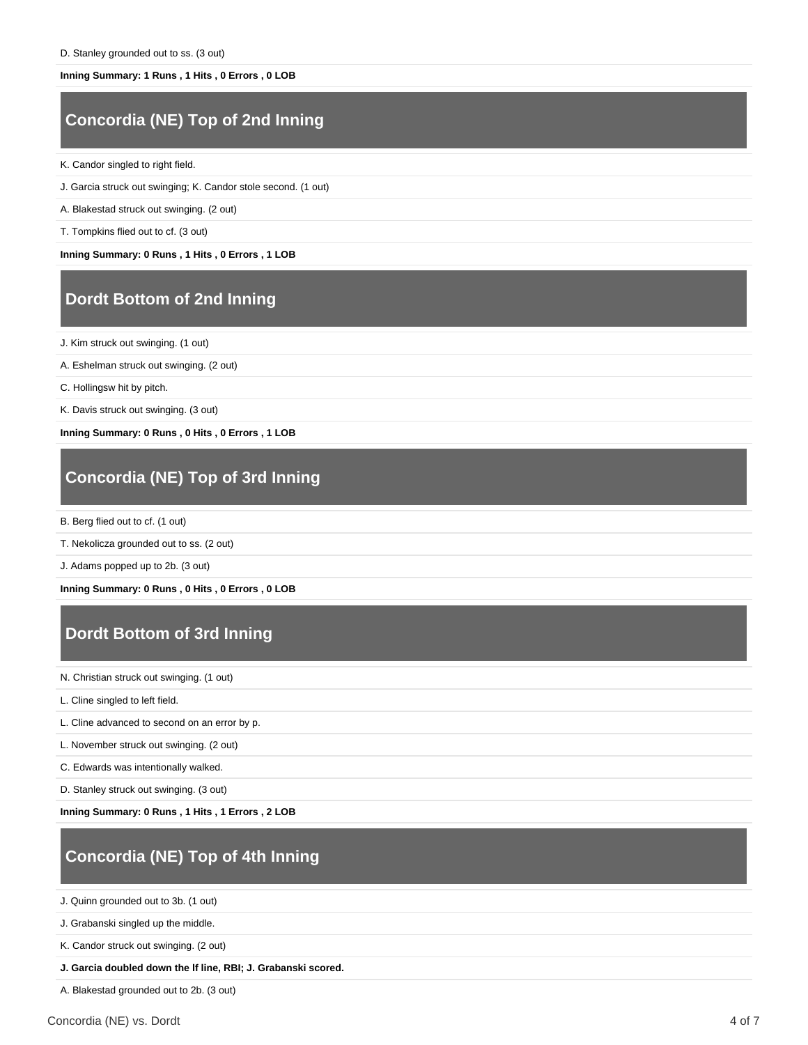D. Stanley grounded out to ss. (3 out)

**Inning Summary: 1 Runs , 1 Hits , 0 Errors , 0 LOB**

## Concordia (NE) Top of 2nd Inning

K. Candor singled to right field.

J. Garcia struck out swinging; K. Candor stole second. (1 out)

A. Blakestad struck out swinging. (2 out)

T. Tompkins flied out to cf. (3 out)

**Inning Summary: 0 Runs , 1 Hits , 0 Errors , 1 LOB**

## Dordt Bottom of 2nd Inning

J. Kim struck out swinging. (1 out)

A. Eshelman struck out swinging. (2 out)

C. Hollingsw hit by pitch.

K. Davis struck out swinging. (3 out)

**Inning Summary: 0 Runs , 0 Hits , 0 Errors , 1 LOB**

## Concordia (NE) Top of 3rd Inning

B. Berg flied out to cf. (1 out)

T. Nekolicza grounded out to ss. (2 out)

J. Adams popped up to 2b. (3 out)

**Inning Summary: 0 Runs , 0 Hits , 0 Errors , 0 LOB**

## Dordt Bottom of 3rd Inning

N. Christian struck out swinging. (1 out)

L. Cline singled to left field.

L. Cline advanced to second on an error by p.

L. November struck out swinging. (2 out)

C. Edwards was intentionally walked.

D. Stanley struck out swinging. (3 out)

**Inning Summary: 0 Runs , 1 Hits , 1 Errors , 2 LOB**

## Concordia (NE) Top of 4th Inning

J. Quinn grounded out to 3b. (1 out)

J. Grabanski singled up the middle.

K. Candor struck out swinging. (2 out)

**J. Garcia doubled down the lf line, RBI; J. Grabanski scored.**

A. Blakestad grounded out to 2b. (3 out)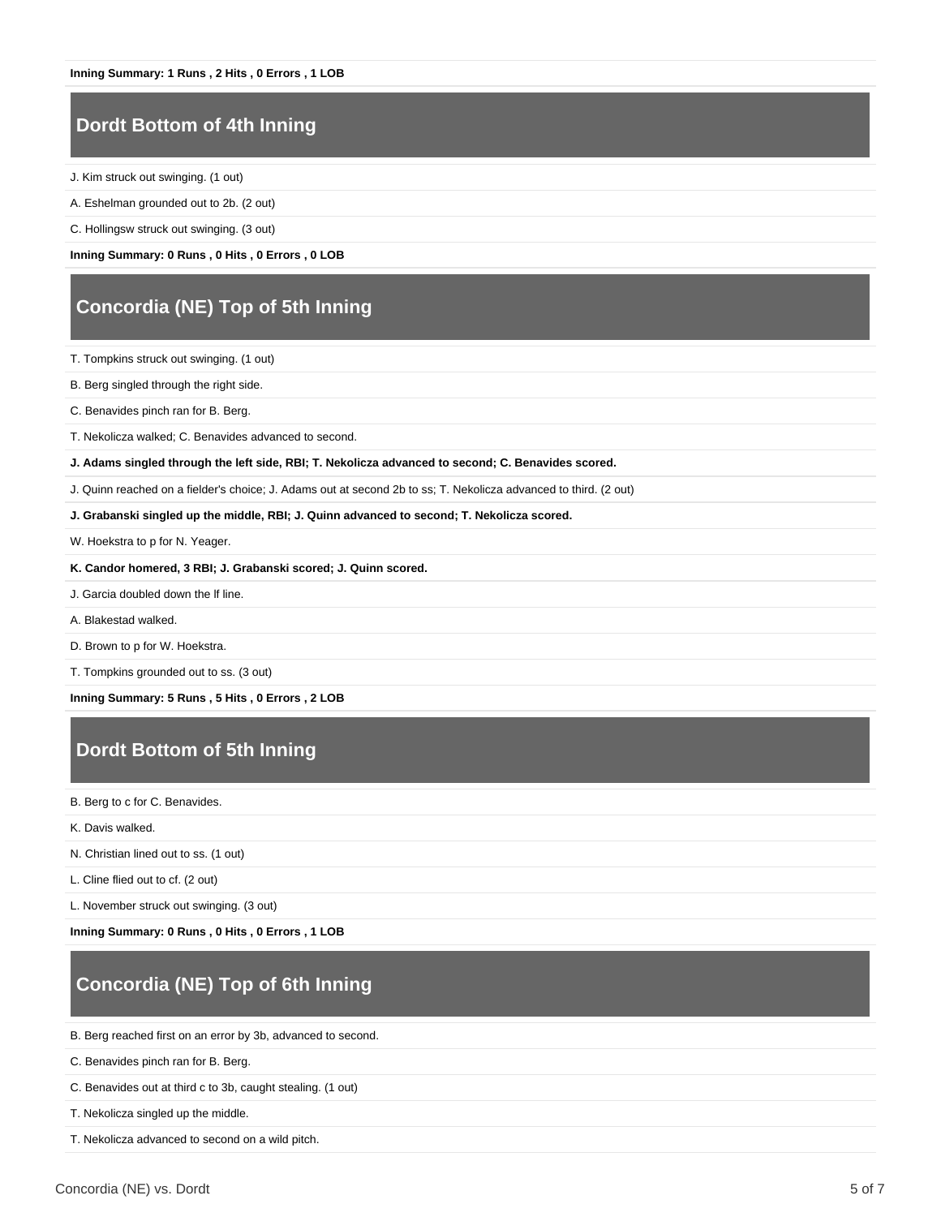**Inning Summary: 1 Runs , 2 Hits , 0 Errors , 1 LOB**

## Dordt Bottom of 4th Inning

J. Kim struck out swinging. (1 out)

A. Eshelman grounded out to 2b. (2 out)

C. Hollingsw struck out swinging. (3 out)

**Inning Summary: 0 Runs , 0 Hits , 0 Errors , 0 LOB**

## Concordia (NE) Top of 5th Inning

T. Tompkins struck out swinging. (1 out)

B. Berg singled through the right side.

C. Benavides pinch ran for B. Berg.

T. Nekolicza walked; C. Benavides advanced to second.

**J. Adams singled through the left side, RBI; T. Nekolicza advanced to second; C. Benavides scored.**

J. Quinn reached on a fielder's choice; J. Adams out at second 2b to ss; T. Nekolicza advanced to third. (2 out)

**J. Grabanski singled up the middle, RBI; J. Quinn advanced to second; T. Nekolicza scored.**

W. Hoekstra to p for N. Yeager.

**K. Candor homered, 3 RBI; J. Grabanski scored; J. Quinn scored.**

J. Garcia doubled down the lf line.

A. Blakestad walked.

D. Brown to p for W. Hoekstra.

T. Tompkins grounded out to ss. (3 out)

**Inning Summary: 5 Runs , 5 Hits , 0 Errors , 2 LOB**

## Dordt Bottom of 5th Inning

B. Berg to c for C. Benavides.

K. Davis walked.

N. Christian lined out to ss. (1 out)

L. Cline flied out to cf. (2 out)

L. November struck out swinging. (3 out)

**Inning Summary: 0 Runs , 0 Hits , 0 Errors , 1 LOB**

## Concordia (NE) Top of 6th Inning

B. Berg reached first on an error by 3b, advanced to second.

C. Benavides pinch ran for B. Berg.

C. Benavides out at third c to 3b, caught stealing. (1 out)

T. Nekolicza singled up the middle.

T. Nekolicza advanced to second on a wild pitch.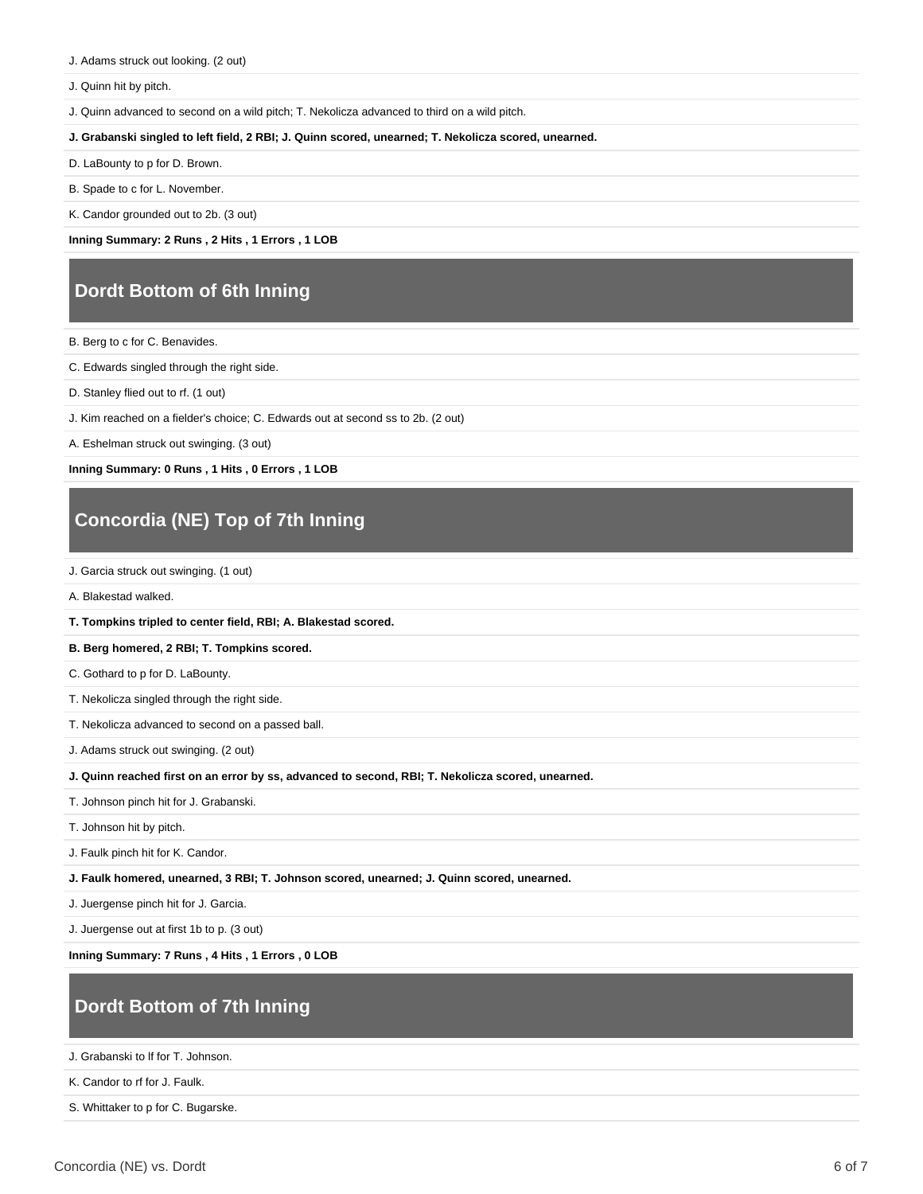J. Adams struck out looking. (2 out)

J. Quinn hit by pitch.

J. Quinn advanced to second on a wild pitch; T. Nekolicza advanced to third on a wild pitch.

**J. Grabanski singled to left field, 2 RBI; J. Quinn scored, unearned; T. Nekolicza scored, unearned.**

D. LaBounty to p for D. Brown.

B. Spade to c for L. November.

K. Candor grounded out to 2b. (3 out)

**Inning Summary: 2 Runs , 2 Hits , 1 Errors , 1 LOB**

## Dordt Bottom of 6th Inning

B. Berg to c for C. Benavides.

C. Edwards singled through the right side.

D. Stanley flied out to rf. (1 out)

J. Kim reached on a fielder's choice; C. Edwards out at second ss to 2b. (2 out)

A. Eshelman struck out swinging. (3 out)

**Inning Summary: 0 Runs , 1 Hits , 0 Errors , 1 LOB**

## Concordia (NE) Top of 7th Inning

J. Garcia struck out swinging. (1 out)

A. Blakestad walked.

**T. Tompkins tripled to center field, RBI; A. Blakestad scored.**

**B. Berg homered, 2 RBI; T. Tompkins scored.**

C. Gothard to p for D. LaBounty.

T. Nekolicza singled through the right side.

T. Nekolicza advanced to second on a passed ball.

J. Adams struck out swinging. (2 out)

**J. Quinn reached first on an error by ss, advanced to second, RBI; T. Nekolicza scored, unearned.**

T. Johnson pinch hit for J. Grabanski.

T. Johnson hit by pitch.

J. Faulk pinch hit for K. Candor.

**J. Faulk homered, unearned, 3 RBI; T. Johnson scored, unearned; J. Quinn scored, unearned.**

J. Juergense pinch hit for J. Garcia.

J. Juergense out at first 1b to p. (3 out)

**Inning Summary: 7 Runs , 4 Hits , 1 Errors , 0 LOB**

## Dordt Bottom of 7th Inning

J. Grabanski to lf for T. Johnson.

K. Candor to rf for J. Faulk.

S. Whittaker to p for C. Bugarske.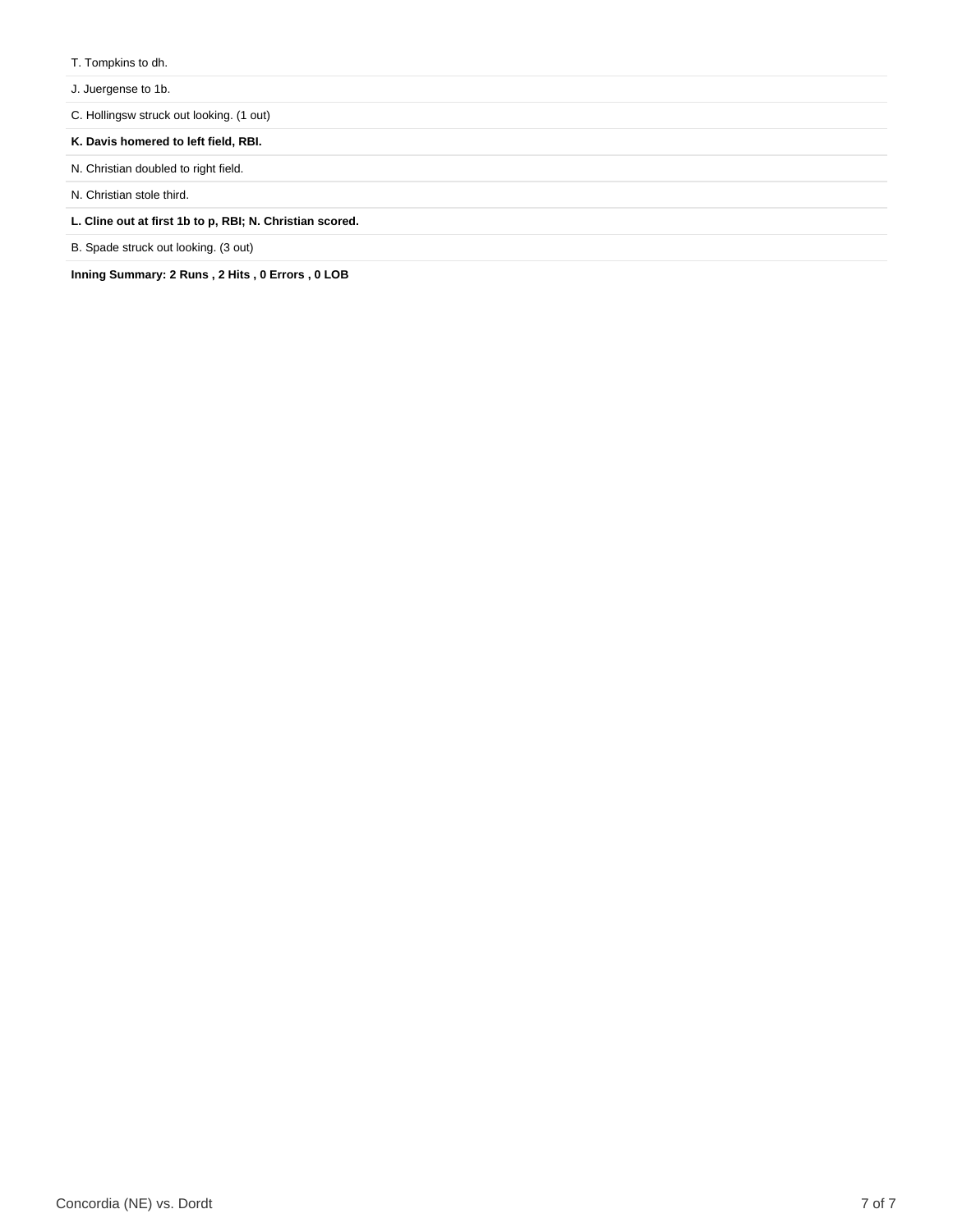T. Tompkins to dh.

J. Juergense to 1b.

C. Hollingsw struck out looking. (1 out)

**K. Davis homered to left field, RBI.**

N. Christian doubled to right field.

N. Christian stole third.

**L. Cline out at first 1b to p, RBI; N. Christian scored.**

B. Spade struck out looking. (3 out)

**Inning Summary: 2 Runs , 2 Hits , 0 Errors , 0 LOB**